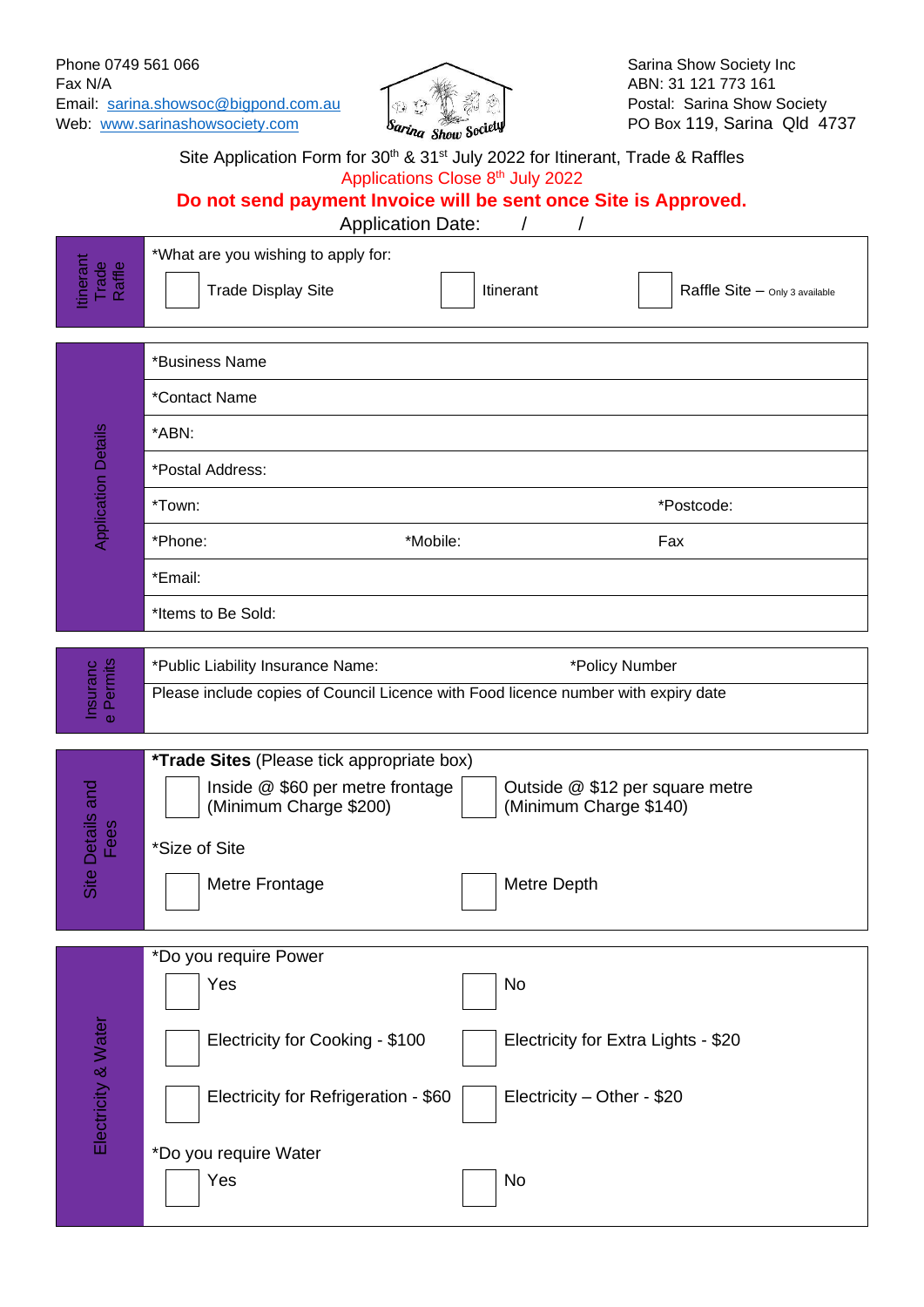Phone 0749 561 066
Fax N/A
Email: sarina.showsoc@bigpond.com.au
Web: www.sarinashowsociety.com

Sarina Show Society Inc
ABN: 31 121 773 161
Postal: Sarina Show Society
PO Box 119, Sarina Qld 4737

Site Application Form for 30th & 31st July 2022 for Itinerant, Trade & Raffles

Applications Close 8th July 2022

**Do not send payment Invoice will be sent once Site is Approved.**

Application Date: / /

## Itinerant Trade Raffle

*What are you wishing to apply for:

- ☐ Trade Display Site
- ☐ Itinerant
- ☐ Raffle Site – Only 3 available

## Application Details

| | |
|---|---|
| *Business Name | |
| *Contact Name | |
| *ABN: | |
| *Postal Address: | |
| *Town: | *Postcode: |
| *Phone: | *Mobile: Fax |
| *Email: | |
| *Items to Be Sold: | |

## Insurance Permits

*Public Liability Insurance Name: *Policy Number

Please include copies of Council Licence with Food licence number with expiry date

## Site Details and Fees

***Trade Sites** (Please tick appropriate box)

- ☐ Inside @ $60 per metre frontage (Minimum Charge $200)
- ☐ Outside @ $12 per square metre (Minimum Charge $140)

*Size of Site

- ☐ Metre Frontage
- ☐ Metre Depth

## Electricity & Water

*Do you require Power

- ☐ Yes
- ☐ No
- ☐ Electricity for Cooking - $100
- ☐ Electricity for Extra Lights - $20
- ☐ Electricity for Refrigeration - $60
- ☐ Electricity – Other - $20

*Do you require Water

- ☐ Yes
- ☐ No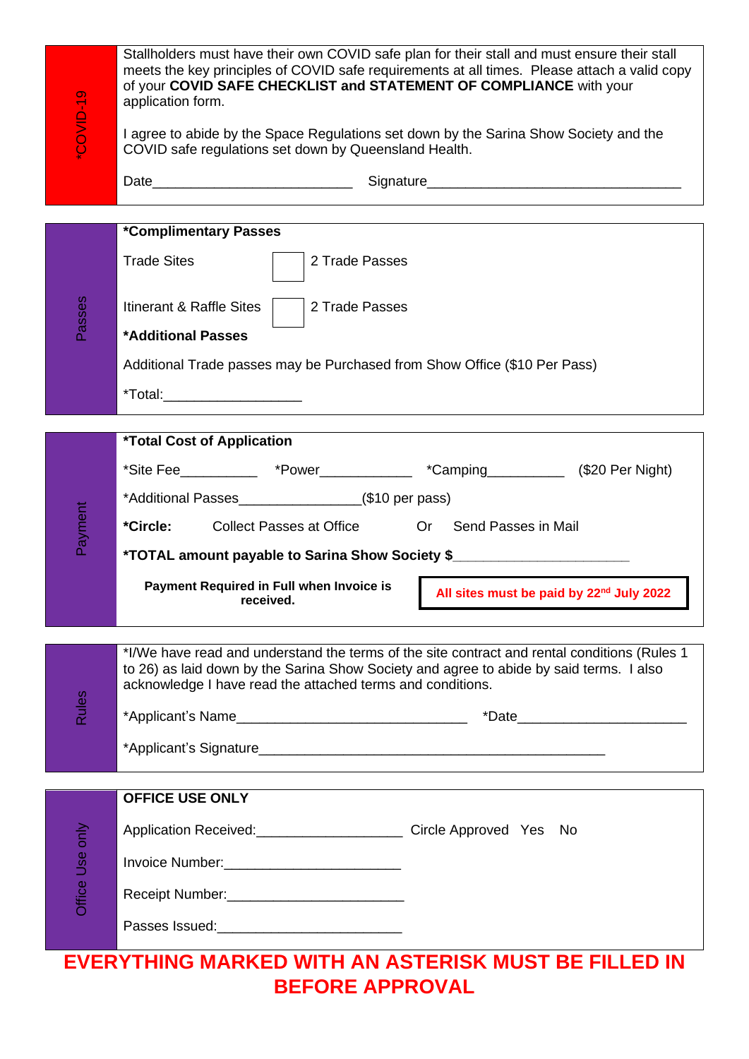## *COVID-19

Stallholders must have their own COVID safe plan for their stall and must ensure their stall meets the key principles of COVID safe requirements at all times. Please attach a valid copy of your **COVID SAFE CHECKLIST and STATEMENT OF COMPLIANCE** with your application form.

I agree to abide by the Space Regulations set down by the Sarina Show Society and the COVID safe regulations set down by Queensland Health.

Date__________________________ Signature_________________________________

## Passes

**\*Complimentary Passes**

Trade Sites ☐ 2 Trade Passes

Itinerant & Raffle Sites ☐ 2 Trade Passes

**\*Additional Passes**

Additional Trade passes may be Purchased from Show Office ($10 Per Pass)

*Total:_________________

## Payment

**\*Total Cost of Application**

*Site Fee__________ *Power____________ *Camping__________ ($20 Per Night)

*Additional Passes________________($10 per pass)

**\*Circle:** Collect Passes at Office Or Send Passes in Mail

**\*TOTAL amount payable to Sarina Show Society $**______________________

**Payment Required in Full when Invoice is received.**

**All sites must be paid by 22nd July 2022**

## Rules

*I/We have read and understand the terms of the site contract and rental conditions (Rules 1 to 26) as laid down by the Sarina Show Society and agree to abide by said terms. I also acknowledge I have read the attached terms and conditions.

*Applicant's Name______________________________ *Date______________________

*Applicant's Signature_____________________________________________

## Office Use only

**OFFICE USE ONLY**

Application Received:___________________ Circle Approved Yes No

Invoice Number:______________________

Receipt Number:______________________

Passes Issued:_______________________

**EVERYTHING MARKED WITH AN ASTERISK MUST BE FILLED IN BEFORE APPROVAL**